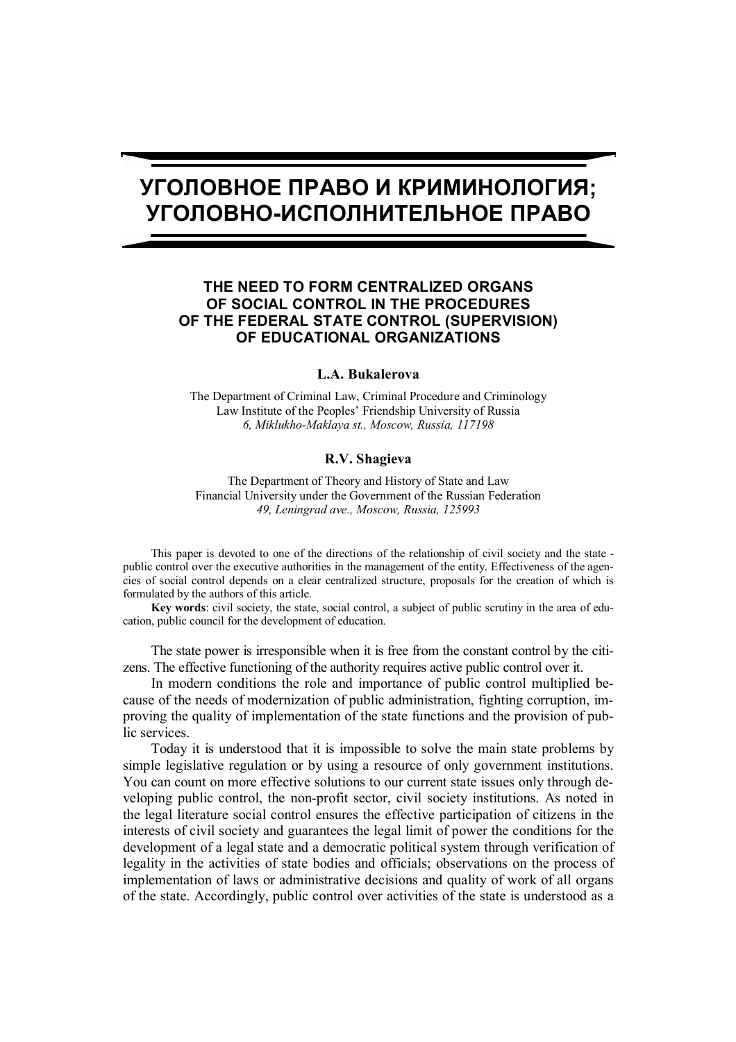# УГОЛОВНОЕ ПРАВО И КРИМИНОЛОГИЯ; УГОЛОВНО-ИСПОЛНИТЕЛЬНОЕ ПРАВО

## THE NEED TO FORM CENTRALIZED ORGANS OF SOCIAL CONTROL IN THE PROCEDURES OF THE FEDERAL STATE CONTROL (SUPERVISION) OF EDUCATIONAL ORGANIZATIONS

**L.A. Bukalerova**

The Department of Criminal Law, Criminal Procedure and Criminology
Law Institute of the Peoples' Friendship University of Russia
*6, Miklukho-Maklaya st., Moscow, Russia, 117198*

**R.V. Shagieva**

The Department of Theory and History of State and Law
Financial University under the Government of the Russian Federation
*49, Leningrad ave., Moscow, Russia, 125993*

This paper is devoted to one of the directions of the relationship of civil society and the state - public control over the executive authorities in the management of the entity. Effectiveness of the agencies of social control depends on a clear centralized structure, proposals for the creation of which is formulated by the authors of this article.

**Key words**: civil society, the state, social control, a subject of public scrutiny in the area of education, public council for the development of education.

The state power is irresponsible when it is free from the constant control by the citizens. The effective functioning of the authority requires active public control over it.

In modern conditions the role and importance of public control multiplied because of the needs of modernization of public administration, fighting corruption, improving the quality of implementation of the state functions and the provision of public services.

Today it is understood that it is impossible to solve the main state problems by simple legislative regulation or by using a resource of only government institutions. You can count on more effective solutions to our current state issues only through developing public control, the non-profit sector, civil society institutions. As noted in the legal literature social control ensures the effective participation of citizens in the interests of civil society and guarantees the legal limit of power the conditions for the development of a legal state and a democratic political system through verification of legality in the activities of state bodies and officials; observations on the process of implementation of laws or administrative decisions and quality of work of all organs of the state. Accordingly, public control over activities of the state is understood as a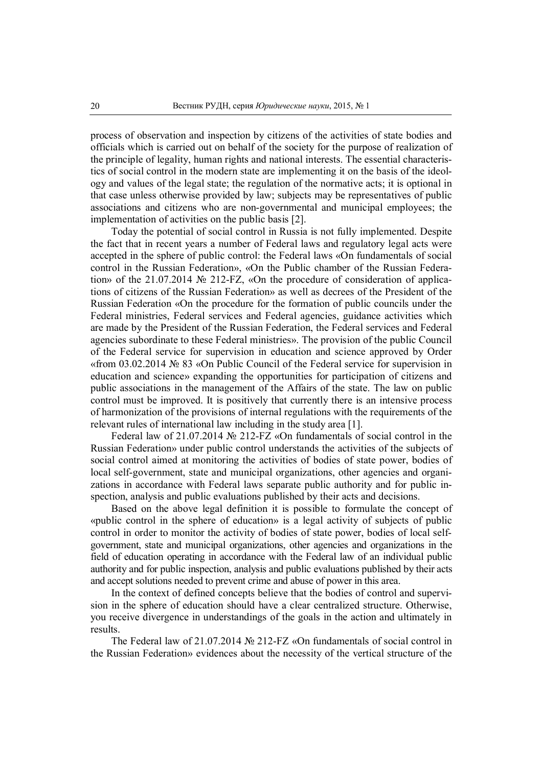process of observation and inspection by citizens of the activities of state bodies and officials which is carried out on behalf of the society for the purpose of realization of the principle of legality, human rights and national interests. The essential characteristics of social control in the modern state are implementing it on the basis of the ideology and values of the legal state; the regulation of the normative acts; it is optional in that case unless otherwise provided by law; subjects may be representatives of public associations and citizens who are non-governmental and municipal employees; the implementation of activities on the public basis [2].

Today the potential of social control in Russia is not fully implemented. Despite the fact that in recent years a number of Federal laws and regulatory legal acts were accepted in the sphere of public control: the Federal laws «On fundamentals of social control in the Russian Federation», «On the Public chamber of the Russian Federation» of the 21.07.2014 № 212-FZ, «On the procedure of consideration of applications of citizens of the Russian Federation» as well as decrees of the President of the Russian Federation «On the procedure for the formation of public councils under the Federal ministries, Federal services and Federal agencies, guidance activities which are made by the President of the Russian Federation, the Federal services and Federal agencies subordinate to these Federal ministries». The provision of the public Council of the Federal service for supervision in education and science approved by Order «from 03.02.2014 № 83 «On Public Council of the Federal service for supervision in education and science» expanding the opportunities for participation of citizens and public associations in the management of the Affairs of the state. The law on public control must be improved. It is positively that currently there is an intensive process of harmonization of the provisions of internal regulations with the requirements of the relevant rules of international law including in the study area [1].

Federal law of 21.07.2014 № 212-FZ «On fundamentals of social control in the Russian Federation» under public control understands the activities of the subjects of social control aimed at monitoring the activities of bodies of state power, bodies of local self-government, state and municipal organizations, other agencies and organizations in accordance with Federal laws separate public authority and for public inspection, analysis and public evaluations published by their acts and decisions.

Based on the above legal definition it is possible to formulate the concept of «public control in the sphere of education» is a legal activity of subjects of public control in order to monitor the activity of bodies of state power, bodies of local self-government, state and municipal organizations, other agencies and organizations in the field of education operating in accordance with the Federal law of an individual public authority and for public inspection, analysis and public evaluations published by their acts and accept solutions needed to prevent crime and abuse of power in this area.

In the context of defined concepts believe that the bodies of control and supervision in the sphere of education should have a clear centralized structure. Otherwise, you receive divergence in understandings of the goals in the action and ultimately in results.

The Federal law of 21.07.2014 № 212-FZ «On fundamentals of social control in the Russian Federation» evidences about the necessity of the vertical structure of the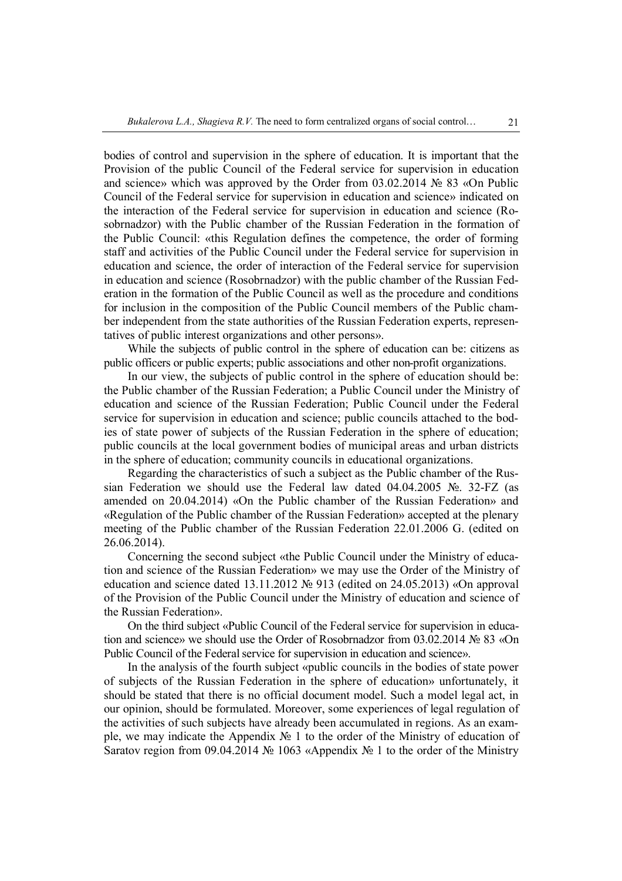bodies of control and supervision in the sphere of education. It is important that the Provision of the public Council of the Federal service for supervision in education and science» which was approved by the Order from 03.02.2014 № 83 «On Public Council of the Federal service for supervision in education and science» indicated on the interaction of the Federal service for supervision in education and science (Rosobrnadzor) with the Public chamber of the Russian Federation in the formation of the Public Council: «this Regulation defines the competence, the order of forming staff and activities of the Public Council under the Federal service for supervision in education and science, the order of interaction of the Federal service for supervision in education and science (Rosobrnadzor) with the public chamber of the Russian Federation in the formation of the Public Council as well as the procedure and conditions for inclusion in the composition of the Public Council members of the Public chamber independent from the state authorities of the Russian Federation experts, representatives of public interest organizations and other persons».

While the subjects of public control in the sphere of education can be: citizens as public officers or public experts; public associations and other non-profit organizations.

In our view, the subjects of public control in the sphere of education should be: the Public chamber of the Russian Federation; a Public Council under the Ministry of education and science of the Russian Federation; Public Council under the Federal service for supervision in education and science; public councils attached to the bodies of state power of subjects of the Russian Federation in the sphere of education; public councils at the local government bodies of municipal areas and urban districts in the sphere of education; community councils in educational organizations.

Regarding the characteristics of such a subject as the Public chamber of the Russian Federation we should use the Federal law dated 04.04.2005 №. 32-FZ (as amended on 20.04.2014) «On the Public chamber of the Russian Federation» and «Regulation of the Public chamber of the Russian Federation» accepted at the plenary meeting of the Public chamber of the Russian Federation 22.01.2006 G. (edited on 26.06.2014).

Concerning the second subject «the Public Council under the Ministry of education and science of the Russian Federation» we may use the Order of the Ministry of education and science dated 13.11.2012 № 913 (edited on 24.05.2013) «On approval of the Provision of the Public Council under the Ministry of education and science of the Russian Federation».

On the third subject «Public Council of the Federal service for supervision in education and science» we should use the Order of Rosobrnadzor from 03.02.2014 № 83 «On Public Council of the Federal service for supervision in education and science».

In the analysis of the fourth subject «public councils in the bodies of state power of subjects of the Russian Federation in the sphere of education» unfortunately, it should be stated that there is no official document model. Such a model legal act, in our opinion, should be formulated. Moreover, some experiences of legal regulation of the activities of such subjects have already been accumulated in regions. As an example, we may indicate the Appendix № 1 to the order of the Ministry of education of Saratov region from 09.04.2014 № 1063 «Appendix № 1 to the order of the Ministry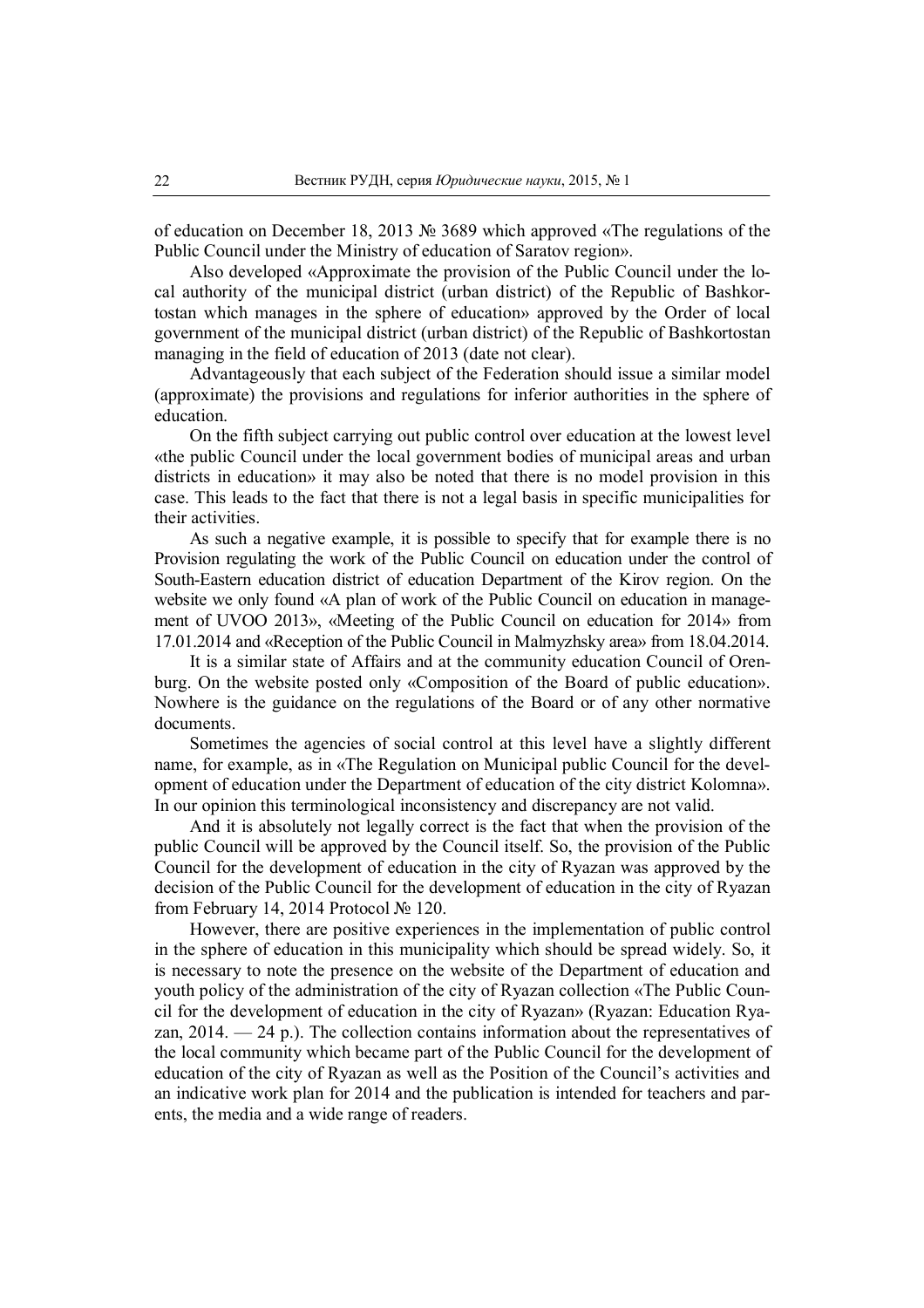of education on December 18, 2013 № 3689 which approved «The regulations of the Public Council under the Ministry of education of Saratov region».

Also developed «Approximate the provision of the Public Council under the local authority of the municipal district (urban district) of the Republic of Bashkortostan which manages in the sphere of education» approved by the Order of local government of the municipal district (urban district) of the Republic of Bashkortostan managing in the field of education of 2013 (date not clear).

Advantageously that each subject of the Federation should issue a similar model (approximate) the provisions and regulations for inferior authorities in the sphere of education.

On the fifth subject carrying out public control over education at the lowest level «the public Council under the local government bodies of municipal areas and urban districts in education» it may also be noted that there is no model provision in this case. This leads to the fact that there is not a legal basis in specific municipalities for their activities.

As such a negative example, it is possible to specify that for example there is no Provision regulating the work of the Public Council on education under the control of South-Eastern education district of education Department of the Kirov region. On the website we only found «A plan of work of the Public Council on education in management of UVOO 2013», «Meeting of the Public Council on education for 2014» from 17.01.2014 and «Reception of the Public Council in Malmyzhsky area» from 18.04.2014.

It is a similar state of Affairs and at the community education Council of Orenburg. On the website posted only «Composition of the Board of public education». Nowhere is the guidance on the regulations of the Board or of any other normative documents.

Sometimes the agencies of social control at this level have a slightly different name, for example, as in «The Regulation on Municipal public Council for the development of education under the Department of education of the city district Kolomna». In our opinion this terminological inconsistency and discrepancy are not valid.

And it is absolutely not legally correct is the fact that when the provision of the public Council will be approved by the Council itself. So, the provision of the Public Council for the development of education in the city of Ryazan was approved by the decision of the Public Council for the development of education in the city of Ryazan from February 14, 2014 Protocol № 120.

However, there are positive experiences in the implementation of public control in the sphere of education in this municipality which should be spread widely. So, it is necessary to note the presence on the website of the Department of education and youth policy of the administration of the city of Ryazan collection «The Public Council for the development of education in the city of Ryazan» (Ryazan: Education Ryazan, 2014. — 24 p.). The collection contains information about the representatives of the local community which became part of the Public Council for the development of education of the city of Ryazan as well as the Position of the Council's activities and an indicative work plan for 2014 and the publication is intended for teachers and parents, the media and a wide range of readers.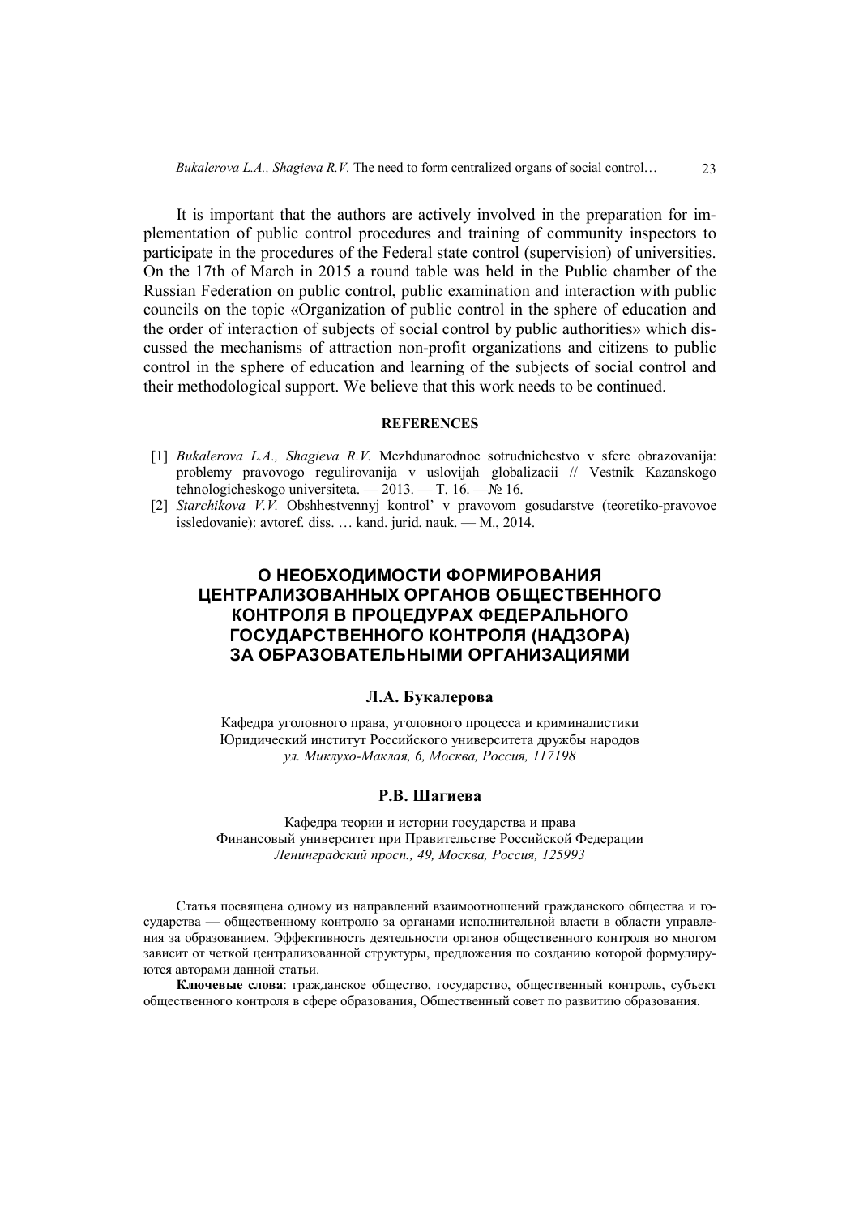It is important that the authors are actively involved in the preparation for implementation of public control procedures and training of community inspectors to participate in the procedures of the Federal state control (supervision) of universities. On the 17th of March in 2015 a round table was held in the Public chamber of the Russian Federation on public control, public examination and interaction with public councils on the topic «Organization of public control in the sphere of education and the order of interaction of subjects of social control by public authorities» which discussed the mechanisms of attraction non-profit organizations and citizens to public control in the sphere of education and learning of the subjects of social control and their methodological support. We believe that this work needs to be continued.

#### REFERENCES

[1] *Bukalerova L.A., Shagieva R.V.* Mezhdunarodnoe sotrudnichestvo v sfere obrazovanija: problemy pravovogo regulirovanija v uslovijah globalizacii // Vestnik Kazanskogo tehnologicheskogo universiteta. — 2013. — T. 16. —№ 16.

[2] *Starchikova V.V.* Obshhestvennyj kontrol' v pravovom gosudarstve (teoretiko-pravovoe issledovanie): avtoref. diss. … kand. jurid. nauk. — M., 2014.

## О НЕОБХОДИМОСТИ ФОРМИРОВАНИЯ ЦЕНТРАЛИЗОВАННЫХ ОРГАНОВ ОБЩЕСТВЕННОГО КОНТРОЛЯ В ПРОЦЕДУРАХ ФЕДЕРАЛЬНОГО ГОСУДАРСТВЕННОГО КОНТРОЛЯ (НАДЗОРА) ЗА ОБРАЗОВАТЕЛЬНЫМИ ОРГАНИЗАЦИЯМИ

**Л.А. Букалерова**

Кафедра уголовного права, уголовного процесса и криминалистики
Юридический институт Российского университета дружбы народов
*ул. Миклухо-Маклая, 6, Москва, Россия, 117198*

**Р.В. Шагиева**

Кафедра теории и истории государства и права
Финансовый университет при Правительстве Российской Федерации
*Ленинградский просп., 49, Москва, Россия, 125993*

Статья посвящена одному из направлений взаимоотношений гражданского общества и государства — общественному контролю за органами исполнительной власти в области управления за образованием. Эффективность деятельности органов общественного контроля во многом зависит от четкой централизованной структуры, предложения по созданию которой формулируются авторами данной статьи.

**Ключевые слова**: гражданское общество, государство, общественный контроль, субъект общественного контроля в сфере образования, Общественный совет по развитию образования.